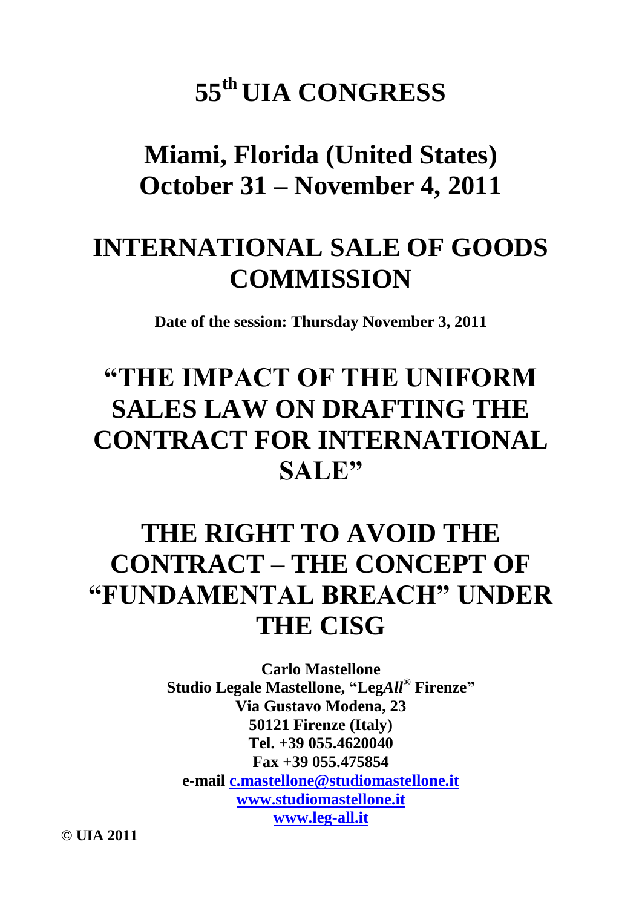# 55th UIA CONGRESS

# Miami, Florida (United States) October 31 – November 4, 2011

# INTERNATIONAL SALE OF GOODS COMMISSION

**Date of the session: Thursday November 3, 2011**

# "THE IMPACT OF THE UNIFORM SALES LAW ON DRAFTING THE CONTRACT FOR INTERNATIONAL SALE"

# THE RIGHT TO AVOID THE CONTRACT – THE CONCEPT OF "FUNDAMENTAL BREACH" UNDER THE CISG

**Carlo Mastellone**
**Studio Legale Mastellone, "Leg*All*® Firenze"**
**Via Gustavo Modena, 23**
**50121 Firenze (Italy)**
**Tel. +39 055.4620040**
**Fax +39 055.475854**
**e-mail c.mastellone@studiomastellone.it**
**www.studiomastellone.it**
**www.leg-all.it**

**© UIA 2011**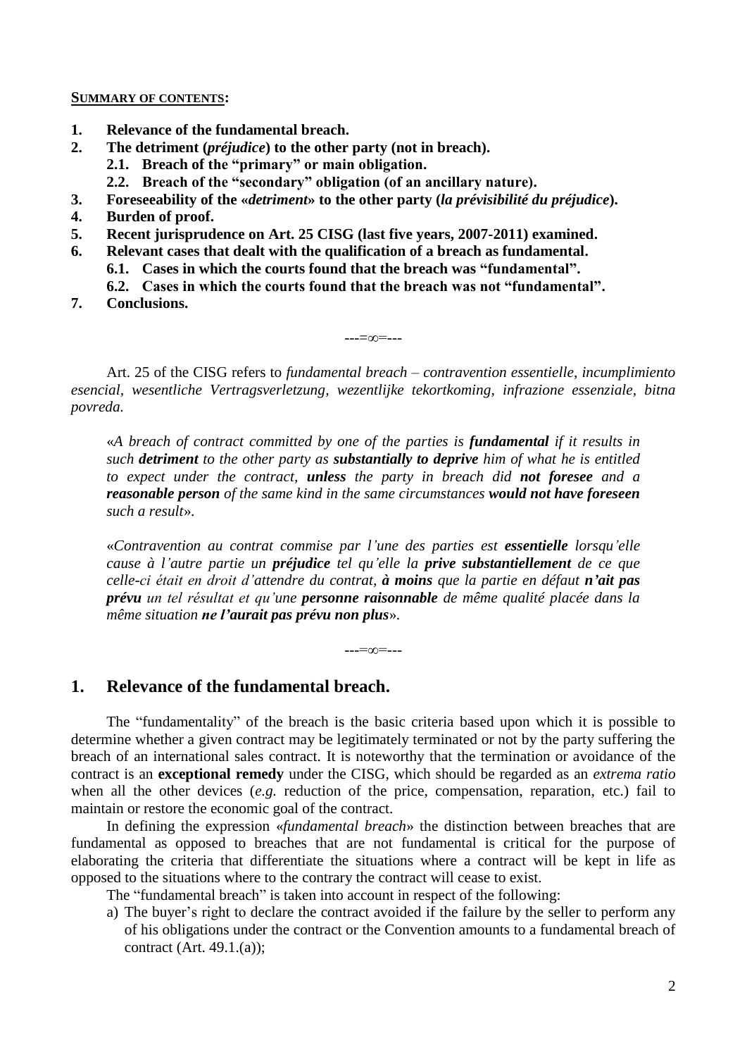**<u>SUMMARY OF CONTENTS</u>:**

1. **Relevance of the fundamental breach.**
2. **The detriment (*préjudice*) to the other party (not in breach).**
   - **2.1. Breach of the "primary" or main obligation.**
   - **2.2. Breach of the "secondary" obligation (of an ancillary nature).**
3. **Foreseeability of the «*detriment*» to the other party (*la prévisibilité du préjudice*).**
4. **Burden of proof.**
5. **Recent jurisprudence on Art. 25 CISG (last five years, 2007-2011) examined.**
6. **Relevant cases that dealt with the qualification of a breach as fundamental.**
   - **6.1. Cases in which the courts found that the breach was "fundamental".**
   - **6.2. Cases in which the courts found that the breach was not "fundamental".**
7. **Conclusions.**

---=∞=---

Art. 25 of the CISG refers to *fundamental breach – contravention essentielle, incumplimiento esencial, wesentliche Vertragsverletzung, wezentlijke tekortkoming, infrazione essenziale, bitna povreda.*

> «*A breach of contract committed by one of the parties is **fundamental** if it results in such **detriment** to the other party as **substantially to deprive** him of what he is entitled to expect under the contract, **unless** the party in breach did **not foresee** and a **reasonable person** of the same kind in the same circumstances **would not have foreseen** such a result*».
>
> «*Contravention au contrat commise par l'une des parties est **essentielle** lorsqu'elle cause à l'autre partie un **préjudice** tel qu'elle la **prive substantiellement** de ce que celle-ci était en droit d'attendre du contrat, **à moins** que la partie en défaut **n'ait pas prévu** un tel résultat et qu'une **personne raisonnable** de même qualité placée dans la même situation **ne l'aurait pas prévu non plus***».

---=∞=---

## 1. Relevance of the fundamental breach.

The "fundamentality" of the breach is the basic criteria based upon which it is possible to determine whether a given contract may be legitimately terminated or not by the party suffering the breach of an international sales contract. It is noteworthy that the termination or avoidance of the contract is an **exceptional remedy** under the CISG, which should be regarded as an *extrema ratio* when all the other devices (*e.g.* reduction of the price, compensation, reparation, etc.) fail to maintain or restore the economic goal of the contract.

In defining the expression «*fundamental breach*» the distinction between breaches that are fundamental as opposed to breaches that are not fundamental is critical for the purpose of elaborating the criteria that differentiate the situations where a contract will be kept in life as opposed to the situations where to the contrary the contract will cease to exist.

The "fundamental breach" is taken into account in respect of the following:

a) The buyer's right to declare the contract avoided if the failure by the seller to perform any of his obligations under the contract or the Convention amounts to a fundamental breach of contract (Art. 49.1.(a));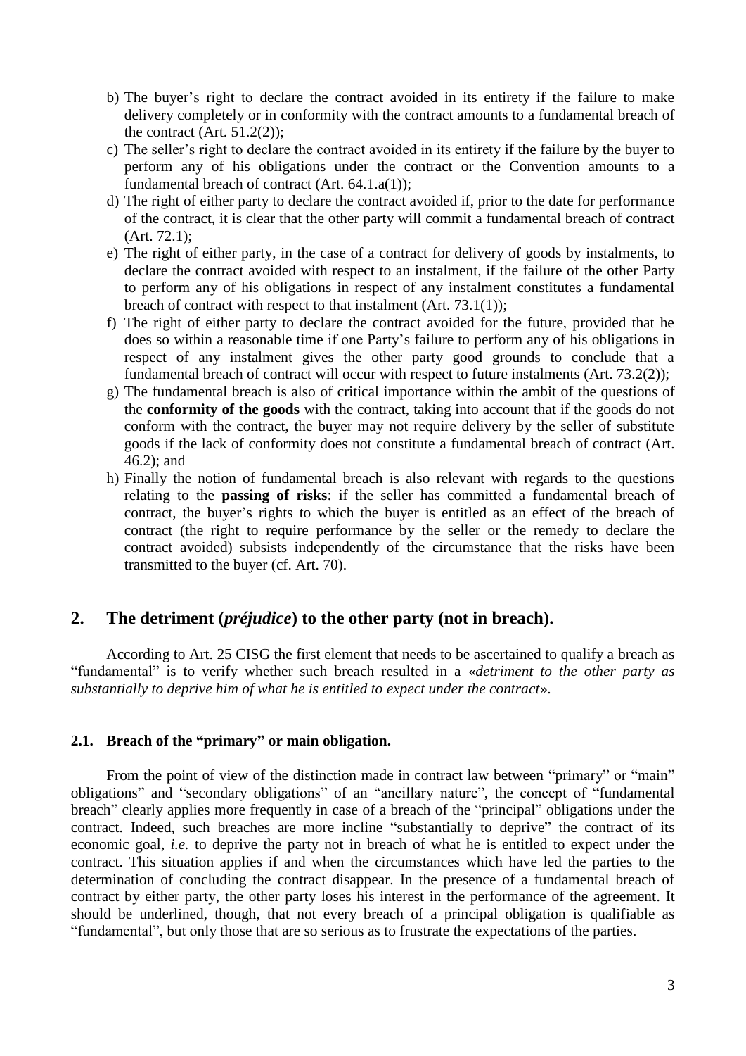b) The buyer's right to declare the contract avoided in its entirety if the failure to make delivery completely or in conformity with the contract amounts to a fundamental breach of the contract (Art. 51.2(2));
c) The seller's right to declare the contract avoided in its entirety if the failure by the buyer to perform any of his obligations under the contract or the Convention amounts to a fundamental breach of contract (Art. 64.1.a(1));
d) The right of either party to declare the contract avoided if, prior to the date for performance of the contract, it is clear that the other party will commit a fundamental breach of contract (Art. 72.1);
e) The right of either party, in the case of a contract for delivery of goods by instalments, to declare the contract avoided with respect to an instalment, if the failure of the other Party to perform any of his obligations in respect of any instalment constitutes a fundamental breach of contract with respect to that instalment (Art. 73.1(1));
f) The right of either party to declare the contract avoided for the future, provided that he does so within a reasonable time if one Party's failure to perform any of his obligations in respect of any instalment gives the other party good grounds to conclude that a fundamental breach of contract will occur with respect to future instalments (Art. 73.2(2));
g) The fundamental breach is also of critical importance within the ambit of the questions of the **conformity of the goods** with the contract, taking into account that if the goods do not conform with the contract, the buyer may not require delivery by the seller of substitute goods if the lack of conformity does not constitute a fundamental breach of contract (Art. 46.2); and
h) Finally the notion of fundamental breach is also relevant with regards to the questions relating to the **passing of risks**: if the seller has committed a fundamental breach of contract, the buyer's rights to which the buyer is entitled as an effect of the breach of contract (the right to require performance by the seller or the remedy to declare the contract avoided) subsists independently of the circumstance that the risks have been transmitted to the buyer (cf. Art. 70).

## 2. The detriment (*préjudice*) to the other party (not in breach).

According to Art. 25 CISG the first element that needs to be ascertained to qualify a breach as "fundamental" is to verify whether such breach resulted in a «*detriment to the other party as substantially to deprive him of what he is entitled to expect under the contract*».

### 2.1. Breach of the "primary" or main obligation.

From the point of view of the distinction made in contract law between "primary" or "main" obligations" and "secondary obligations" of an "ancillary nature", the concept of "fundamental breach" clearly applies more frequently in case of a breach of the "principal" obligations under the contract. Indeed, such breaches are more incline "substantially to deprive" the contract of its economic goal, *i.e.* to deprive the party not in breach of what he is entitled to expect under the contract. This situation applies if and when the circumstances which have led the parties to the determination of concluding the contract disappear. In the presence of a fundamental breach of contract by either party, the other party loses his interest in the performance of the agreement. It should be underlined, though, that not every breach of a principal obligation is qualifiable as "fundamental", but only those that are so serious as to frustrate the expectations of the parties.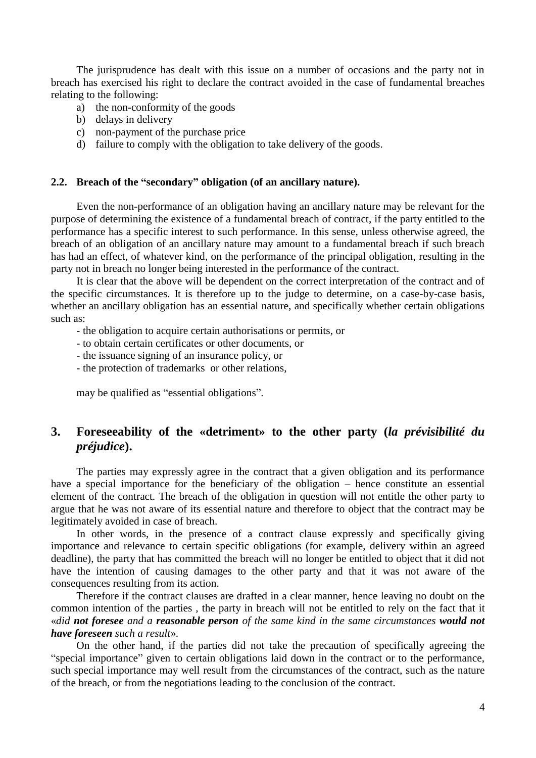The jurisprudence has dealt with this issue on a number of occasions and the party not in breach has exercised his right to declare the contract avoided in the case of fundamental breaches relating to the following:

a) the non-conformity of the goods
b) delays in delivery
c) non-payment of the purchase price
d) failure to comply with the obligation to take delivery of the goods.

### 2.2. Breach of the "secondary" obligation (of an ancillary nature).

Even the non-performance of an obligation having an ancillary nature may be relevant for the purpose of determining the existence of a fundamental breach of contract, if the party entitled to the performance has a specific interest to such performance. In this sense, unless otherwise agreed, the breach of an obligation of an ancillary nature may amount to a fundamental breach if such breach has had an effect, of whatever kind, on the performance of the principal obligation, resulting in the party not in breach no longer being interested in the performance of the contract.

It is clear that the above will be dependent on the correct interpretation of the contract and of the specific circumstances. It is therefore up to the judge to determine, on a case-by-case basis, whether an ancillary obligation has an essential nature, and specifically whether certain obligations such as:

- the obligation to acquire certain authorisations or permits, or
- to obtain certain certificates or other documents, or
- the issuance signing of an insurance policy, or
- the protection of trademarks or other relations,

may be qualified as "essential obligations".

## 3. Foreseeability of the «detriment» to the other party (*la prévisibilité du préjudice*).

The parties may expressly agree in the contract that a given obligation and its performance have a special importance for the beneficiary of the obligation – hence constitute an essential element of the contract. The breach of the obligation in question will not entitle the other party to argue that he was not aware of its essential nature and therefore to object that the contract may be legitimately avoided in case of breach.

In other words, in the presence of a contract clause expressly and specifically giving importance and relevance to certain specific obligations (for example, delivery within an agreed deadline), the party that has committed the breach will no longer be entitled to object that it did not have the intention of causing damages to the other party and that it was not aware of the consequences resulting from its action.

Therefore if the contract clauses are drafted in a clear manner, hence leaving no doubt on the common intention of the parties , the party in breach will not be entitled to rely on the fact that it «*did **not foresee** and a **reasonable person** of the same kind in the same circumstances **would not have foreseen** such a result*».

On the other hand, if the parties did not take the precaution of specifically agreeing the "special importance" given to certain obligations laid down in the contract or to the performance, such special importance may well result from the circumstances of the contract, such as the nature of the breach, or from the negotiations leading to the conclusion of the contract.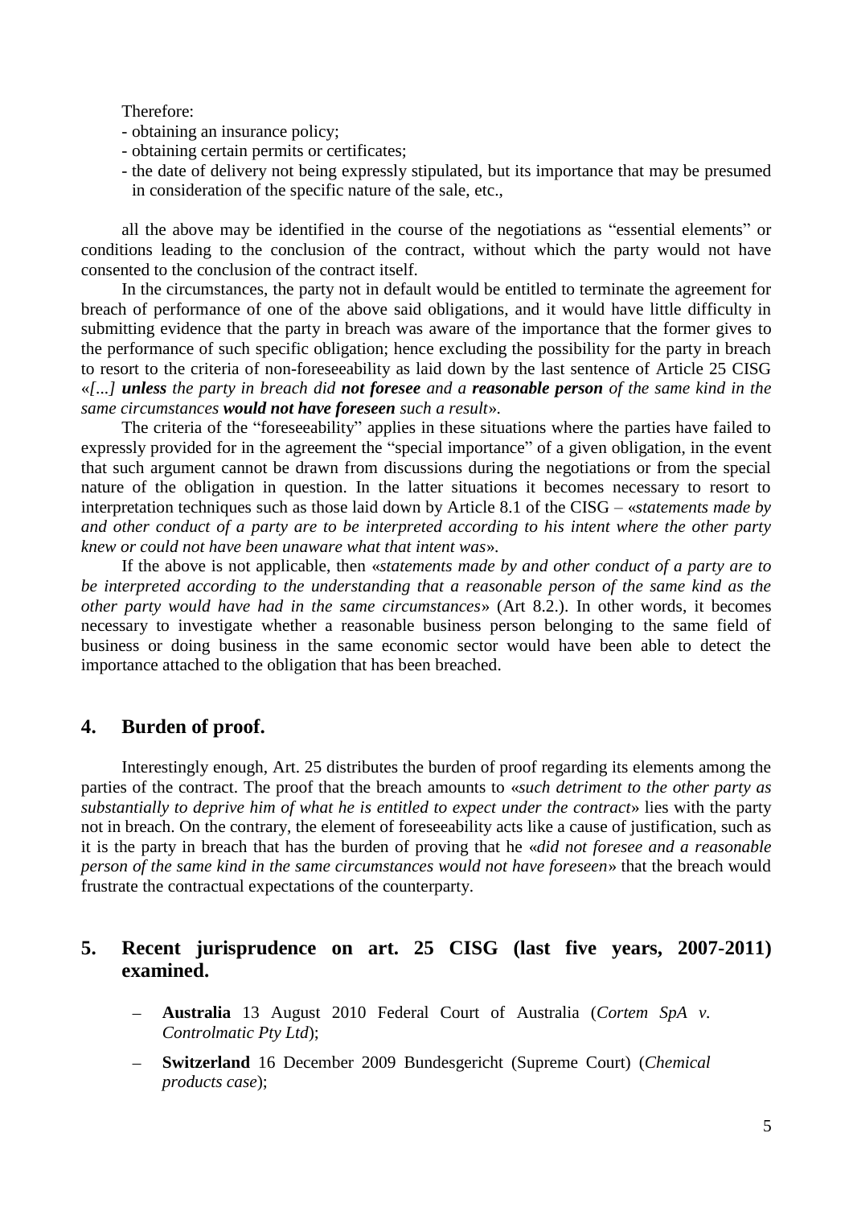Therefore:

- obtaining an insurance policy;
- obtaining certain permits or certificates;
- the date of delivery not being expressly stipulated, but its importance that may be presumed in consideration of the specific nature of the sale, etc.,

all the above may be identified in the course of the negotiations as "essential elements" or conditions leading to the conclusion of the contract, without which the party would not have consented to the conclusion of the contract itself.

In the circumstances, the party not in default would be entitled to terminate the agreement for breach of performance of one of the above said obligations, and it would have little difficulty in submitting evidence that the party in breach was aware of the importance that the former gives to the performance of such specific obligation; hence excluding the possibility for the party in breach to resort to the criteria of non-foreseeability as laid down by the last sentence of Article 25 CISG «*[...]* ***unless*** *the party in breach did* ***not foresee*** *and a* ***reasonable person*** *of the same kind in the same circumstances* ***would not have foreseen*** *such a result*».

The criteria of the "foreseeability" applies in these situations where the parties have failed to expressly provided for in the agreement the "special importance" of a given obligation, in the event that such argument cannot be drawn from discussions during the negotiations or from the special nature of the obligation in question. In the latter situations it becomes necessary to resort to interpretation techniques such as those laid down by Article 8.1 of the CISG – «*statements made by and other conduct of a party are to be interpreted according to his intent where the other party knew or could not have been unaware what that intent was*».

If the above is not applicable, then «*statements made by and other conduct of a party are to be interpreted according to the understanding that a reasonable person of the same kind as the other party would have had in the same circumstances*» (Art 8.2.). In other words, it becomes necessary to investigate whether a reasonable business person belonging to the same field of business or doing business in the same economic sector would have been able to detect the importance attached to the obligation that has been breached.

## 4. Burden of proof.

Interestingly enough, Art. 25 distributes the burden of proof regarding its elements among the parties of the contract. The proof that the breach amounts to «*such detriment to the other party as substantially to deprive him of what he is entitled to expect under the contract*» lies with the party not in breach. On the contrary, the element of foreseeability acts like a cause of justification, such as it is the party in breach that has the burden of proving that he «*did not foresee and a reasonable person of the same kind in the same circumstances would not have foreseen*» that the breach would frustrate the contractual expectations of the counterparty.

## 5. Recent jurisprudence on art. 25 CISG (last five years, 2007-2011) examined.

- **Australia** 13 August 2010 Federal Court of Australia (*Cortem SpA v. Controlmatic Pty Ltd*);
- **Switzerland** 16 December 2009 Bundesgericht (Supreme Court) (*Chemical products case*);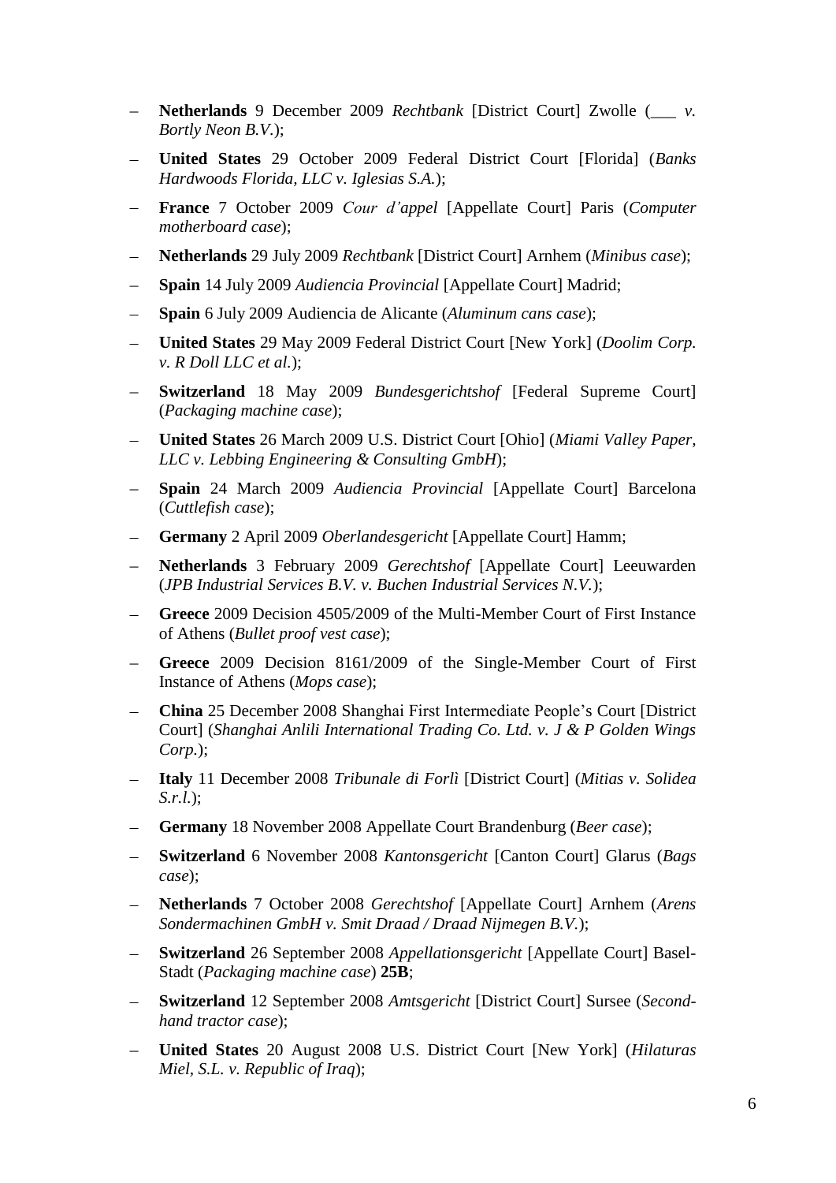– **Netherlands** 9 December 2009 *Rechtbank* [District Court] Zwolle (___ *v. Bortly Neon B.V.*);

– **United States** 29 October 2009 Federal District Court [Florida] (*Banks Hardwoods Florida, LLC v. Iglesias S.A.*);

– **France** 7 October 2009 *Cour d'appel* [Appellate Court] Paris (*Computer motherboard case*);

– **Netherlands** 29 July 2009 *Rechtbank* [District Court] Arnhem (*Minibus case*);

– **Spain** 14 July 2009 *Audiencia Provincial* [Appellate Court] Madrid;

– **Spain** 6 July 2009 Audiencia de Alicante (*Aluminum cans case*);

– **United States** 29 May 2009 Federal District Court [New York] (*Doolim Corp. v. R Doll LLC et al.*);

– **Switzerland** 18 May 2009 *Bundesgerichtshof* [Federal Supreme Court] (*Packaging machine case*);

– **United States** 26 March 2009 U.S. District Court [Ohio] (*Miami Valley Paper, LLC v. Lebbing Engineering & Consulting GmbH*);

– **Spain** 24 March 2009 *Audiencia Provincial* [Appellate Court] Barcelona (*Cuttlefish case*);

– **Germany** 2 April 2009 *Oberlandesgericht* [Appellate Court] Hamm;

– **Netherlands** 3 February 2009 *Gerechtshof* [Appellate Court] Leeuwarden (*JPB Industrial Services B.V. v. Buchen Industrial Services N.V.*);

– **Greece** 2009 Decision 4505/2009 of the Multi-Member Court of First Instance of Athens (*Bullet proof vest case*);

– **Greece** 2009 Decision 8161/2009 of the Single-Member Court of First Instance of Athens (*Mops case*);

– **China** 25 December 2008 Shanghai First Intermediate People's Court [District Court] (*Shanghai Anlili International Trading Co. Ltd. v. J & P Golden Wings Corp.*);

– **Italy** 11 December 2008 *Tribunale di Forlì* [District Court] (*Mitias v. Solidea S.r.l.*);

– **Germany** 18 November 2008 Appellate Court Brandenburg (*Beer case*);

– **Switzerland** 6 November 2008 *Kantonsgericht* [Canton Court] Glarus (*Bags case*);

– **Netherlands** 7 October 2008 *Gerechtshof* [Appellate Court] Arnhem (*Arens Sondermachinen GmbH v. Smit Draad / Draad Nijmegen B.V.*);

– **Switzerland** 26 September 2008 *Appellationsgericht* [Appellate Court] Basel-Stadt (*Packaging machine case*) **25B**;

– **Switzerland** 12 September 2008 *Amtsgericht* [District Court] Sursee (*Second-hand tractor case*);

– **United States** 20 August 2008 U.S. District Court [New York] (*Hilaturas Miel, S.L. v. Republic of Iraq*);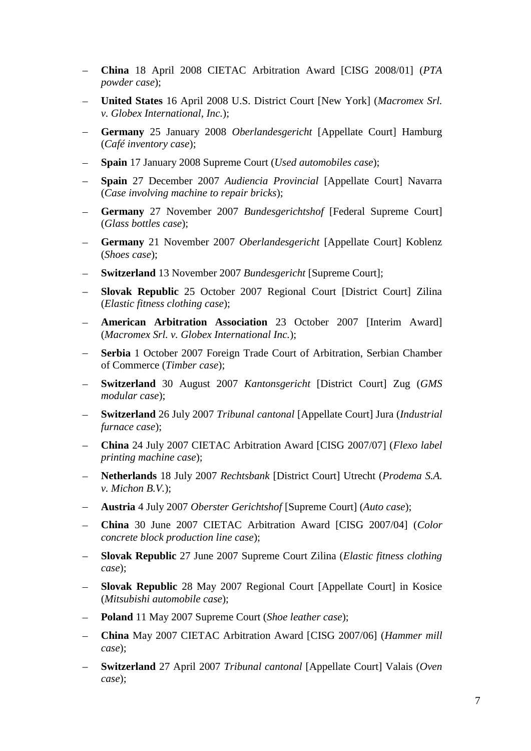- **China** 18 April 2008 CIETAC Arbitration Award [CISG 2008/01] (*PTA powder case*);
- **United States** 16 April 2008 U.S. District Court [New York] (*Macromex Srl. v. Globex International, Inc.*);
- **Germany** 25 January 2008 *Oberlandesgericht* [Appellate Court] Hamburg (*Café inventory case*);
- **Spain** 17 January 2008 Supreme Court (*Used automobiles case*);
- **Spain** 27 December 2007 *Audiencia Provincial* [Appellate Court] Navarra (*Case involving machine to repair bricks*);
- **Germany** 27 November 2007 *Bundesgerichtshof* [Federal Supreme Court] (*Glass bottles case*);
- **Germany** 21 November 2007 *Oberlandesgericht* [Appellate Court] Koblenz (*Shoes case*);
- **Switzerland** 13 November 2007 *Bundesgericht* [Supreme Court];
- **Slovak Republic** 25 October 2007 Regional Court [District Court] Zilina (*Elastic fitness clothing case*);
- **American Arbitration Association** 23 October 2007 [Interim Award] (*Macromex Srl. v. Globex International Inc.*);
- **Serbia** 1 October 2007 Foreign Trade Court of Arbitration, Serbian Chamber of Commerce (*Timber case*);
- **Switzerland** 30 August 2007 *Kantonsgericht* [District Court] Zug (*GMS modular case*);
- **Switzerland** 26 July 2007 *Tribunal cantonal* [Appellate Court] Jura (*Industrial furnace case*);
- **China** 24 July 2007 CIETAC Arbitration Award [CISG 2007/07] (*Flexo label printing machine case*);
- **Netherlands** 18 July 2007 *Rechtsbank* [District Court] Utrecht (*Prodema S.A. v. Michon B.V.*);
- **Austria** 4 July 2007 *Oberster Gerichtshof* [Supreme Court] (*Auto case*);
- **China** 30 June 2007 CIETAC Arbitration Award [CISG 2007/04] (*Color concrete block production line case*);
- **Slovak Republic** 27 June 2007 Supreme Court Zilina (*Elastic fitness clothing case*);
- **Slovak Republic** 28 May 2007 Regional Court [Appellate Court] in Kosice (*Mitsubishi automobile case*);
- **Poland** 11 May 2007 Supreme Court (*Shoe leather case*);
- **China** May 2007 CIETAC Arbitration Award [CISG 2007/06] (*Hammer mill case*);
- **Switzerland** 27 April 2007 *Tribunal cantonal* [Appellate Court] Valais (*Oven case*);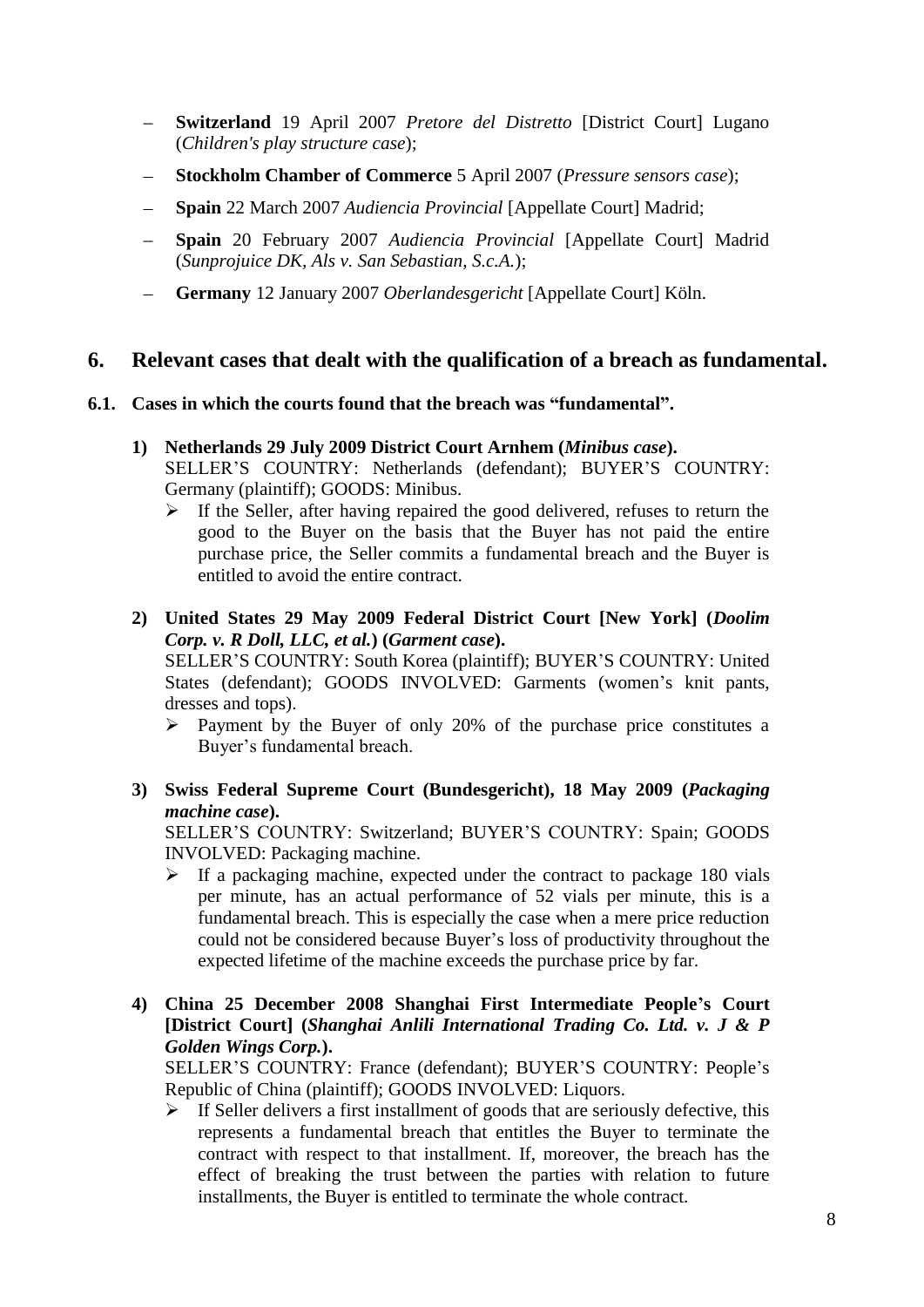- **Switzerland** 19 April 2007 *Pretore del Distretto* [District Court] Lugano (*Children's play structure case*);
- **Stockholm Chamber of Commerce** 5 April 2007 (*Pressure sensors case*);
- **Spain** 22 March 2007 *Audiencia Provincial* [Appellate Court] Madrid;
- **Spain** 20 February 2007 *Audiencia Provincial* [Appellate Court] Madrid (*Sunprojuice DK, Als v. San Sebastian, S.c.A.*);
- **Germany** 12 January 2007 *Oberlandesgericht* [Appellate Court] Köln.

## 6. Relevant cases that dealt with the qualification of a breach as fundamental.

### 6.1. Cases in which the courts found that the breach was "fundamental".

1) **Netherlands 29 July 2009 District Court Arnhem (*Minibus case*).**
SELLER'S COUNTRY: Netherlands (defendant); BUYER'S COUNTRY: Germany (plaintiff); GOODS: Minibus.
   - If the Seller, after having repaired the good delivered, refuses to return the good to the Buyer on the basis that the Buyer has not paid the entire purchase price, the Seller commits a fundamental breach and the Buyer is entitled to avoid the entire contract.

2) **United States 29 May 2009 Federal District Court [New York] (*Doolim Corp. v. R Doll, LLC, et al.*) (*Garment case*).**
SELLER'S COUNTRY: South Korea (plaintiff); BUYER'S COUNTRY: United States (defendant); GOODS INVOLVED: Garments (women's knit pants, dresses and tops).
   - Payment by the Buyer of only 20% of the purchase price constitutes a Buyer's fundamental breach.

3) **Swiss Federal Supreme Court (Bundesgericht), 18 May 2009 (*Packaging machine case*).**
SELLER'S COUNTRY: Switzerland; BUYER'S COUNTRY: Spain; GOODS INVOLVED: Packaging machine.
   - If a packaging machine, expected under the contract to package 180 vials per minute, has an actual performance of 52 vials per minute, this is a fundamental breach. This is especially the case when a mere price reduction could not be considered because Buyer's loss of productivity throughout the expected lifetime of the machine exceeds the purchase price by far.

4) **China 25 December 2008 Shanghai First Intermediate People's Court [District Court] (*Shanghai Anlili International Trading Co. Ltd. v. J & P Golden Wings Corp.*).**
SELLER'S COUNTRY: France (defendant); BUYER'S COUNTRY: People's Republic of China (plaintiff); GOODS INVOLVED: Liquors.
   - If Seller delivers a first installment of goods that are seriously defective, this represents a fundamental breach that entitles the Buyer to terminate the contract with respect to that installment. If, moreover, the breach has the effect of breaking the trust between the parties with relation to future installments, the Buyer is entitled to terminate the whole contract.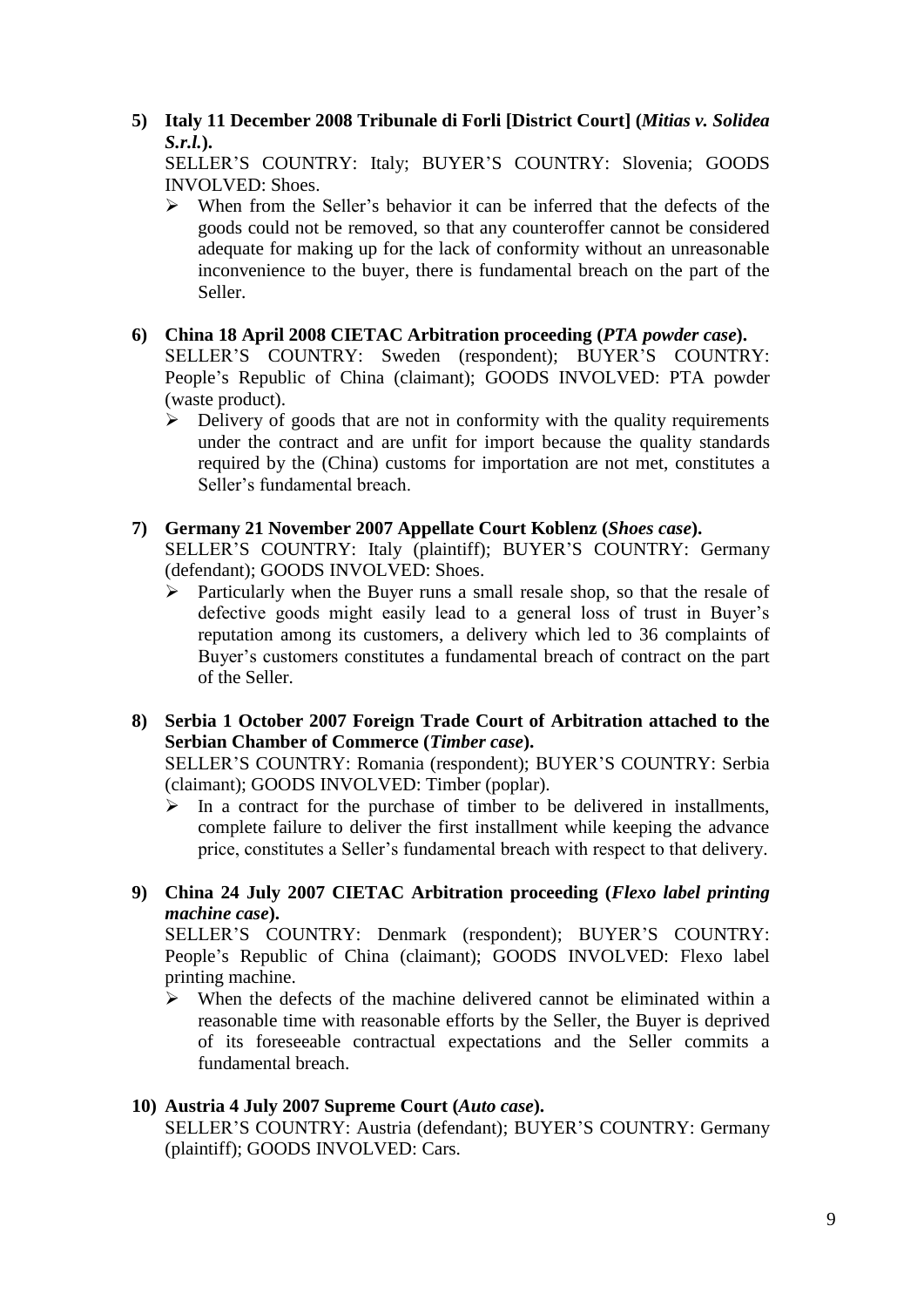5) **Italy 11 December 2008 Tribunale di Forli [District Court] (*Mitias v. Solidea S.r.l.*).**
   SELLER'S COUNTRY: Italy; BUYER'S COUNTRY: Slovenia; GOODS INVOLVED: Shoes.
   - When from the Seller's behavior it can be inferred that the defects of the goods could not be removed, so that any counteroffer cannot be considered adequate for making up for the lack of conformity without an unreasonable inconvenience to the buyer, there is fundamental breach on the part of the Seller.

6) **China 18 April 2008 CIETAC Arbitration proceeding (*PTA powder case*).**
   SELLER'S COUNTRY: Sweden (respondent); BUYER'S COUNTRY: People's Republic of China (claimant); GOODS INVOLVED: PTA powder (waste product).
   - Delivery of goods that are not in conformity with the quality requirements under the contract and are unfit for import because the quality standards required by the (China) customs for importation are not met, constitutes a Seller's fundamental breach.

7) **Germany 21 November 2007 Appellate Court Koblenz (*Shoes case*).**
   SELLER'S COUNTRY: Italy (plaintiff); BUYER'S COUNTRY: Germany (defendant); GOODS INVOLVED: Shoes.
   - Particularly when the Buyer runs a small resale shop, so that the resale of defective goods might easily lead to a general loss of trust in Buyer's reputation among its customers, a delivery which led to 36 complaints of Buyer's customers constitutes a fundamental breach of contract on the part of the Seller.

8) **Serbia 1 October 2007 Foreign Trade Court of Arbitration attached to the Serbian Chamber of Commerce (*Timber case*).**
   SELLER'S COUNTRY: Romania (respondent); BUYER'S COUNTRY: Serbia (claimant); GOODS INVOLVED: Timber (poplar).
   - In a contract for the purchase of timber to be delivered in installments, complete failure to deliver the first installment while keeping the advance price, constitutes a Seller's fundamental breach with respect to that delivery.

9) **China 24 July 2007 CIETAC Arbitration proceeding (*Flexo label printing machine case*).**
   SELLER'S COUNTRY: Denmark (respondent); BUYER'S COUNTRY: People's Republic of China (claimant); GOODS INVOLVED: Flexo label printing machine.
   - When the defects of the machine delivered cannot be eliminated within a reasonable time with reasonable efforts by the Seller, the Buyer is deprived of its foreseeable contractual expectations and the Seller commits a fundamental breach.

10) **Austria 4 July 2007 Supreme Court (*Auto case*).**
    SELLER'S COUNTRY: Austria (defendant); BUYER'S COUNTRY: Germany (plaintiff); GOODS INVOLVED: Cars.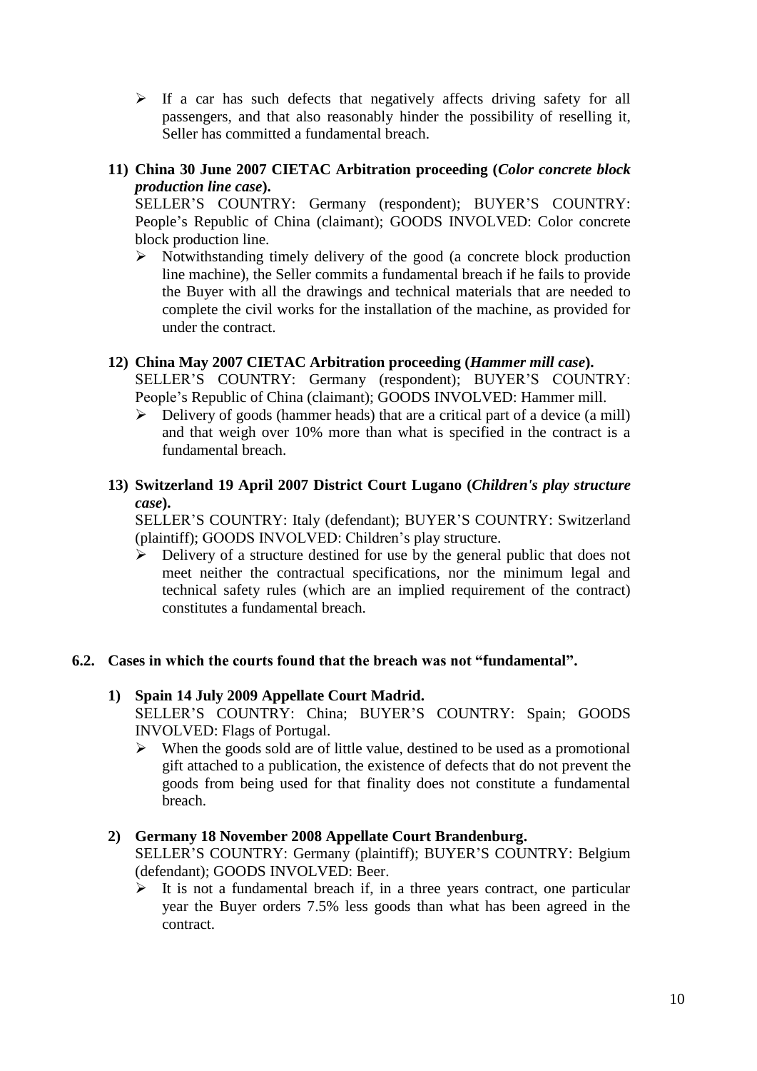- If a car has such defects that negatively affects driving safety for all passengers, and that also reasonably hinder the possibility of reselling it, Seller has committed a fundamental breach.

11) **China 30 June 2007 CIETAC Arbitration proceeding (*Color concrete block production line case*).**
SELLER'S COUNTRY: Germany (respondent); BUYER'S COUNTRY: People's Republic of China (claimant); GOODS INVOLVED: Color concrete block production line.
    - Notwithstanding timely delivery of the good (a concrete block production line machine), the Seller commits a fundamental breach if he fails to provide the Buyer with all the drawings and technical materials that are needed to complete the civil works for the installation of the machine, as provided for under the contract.

12) **China May 2007 CIETAC Arbitration proceeding (*Hammer mill case*).**
SELLER'S COUNTRY: Germany (respondent); BUYER'S COUNTRY: People's Republic of China (claimant); GOODS INVOLVED: Hammer mill.
    - Delivery of goods (hammer heads) that are a critical part of a device (a mill) and that weigh over 10% more than what is specified in the contract is a fundamental breach.

13) **Switzerland 19 April 2007 District Court Lugano (*Children's play structure case*).**
SELLER'S COUNTRY: Italy (defendant); BUYER'S COUNTRY: Switzerland (plaintiff); GOODS INVOLVED: Children's play structure.
    - Delivery of a structure destined for use by the general public that does not meet neither the contractual specifications, nor the minimum legal and technical safety rules (which are an implied requirement of the contract) constitutes a fundamental breach.

### 6.2. Cases in which the courts found that the breach was not "fundamental".

1) **Spain 14 July 2009 Appellate Court Madrid.**
SELLER'S COUNTRY: China; BUYER'S COUNTRY: Spain; GOODS INVOLVED: Flags of Portugal.
    - When the goods sold are of little value, destined to be used as a promotional gift attached to a publication, the existence of defects that do not prevent the goods from being used for that finality does not constitute a fundamental breach.

2) **Germany 18 November 2008 Appellate Court Brandenburg.**
SELLER'S COUNTRY: Germany (plaintiff); BUYER'S COUNTRY: Belgium (defendant); GOODS INVOLVED: Beer.
    - It is not a fundamental breach if, in a three years contract, one particular year the Buyer orders 7.5% less goods than what has been agreed in the contract.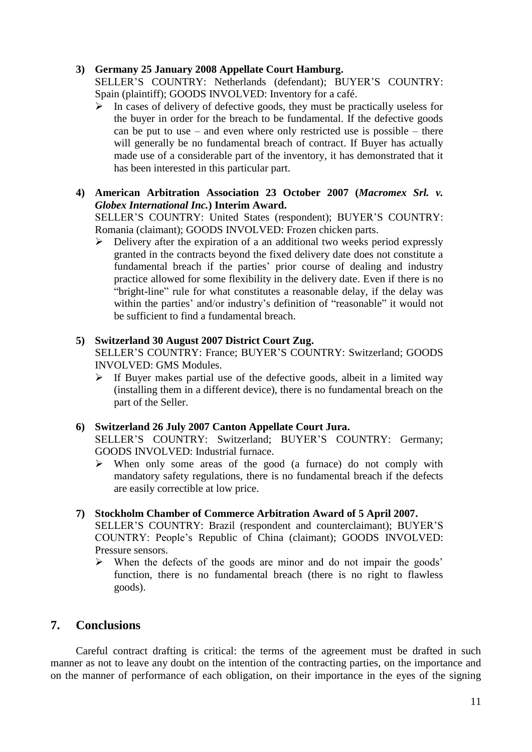3) **Germany 25 January 2008 Appellate Court Hamburg.**
SELLER'S COUNTRY: Netherlands (defendant); BUYER'S COUNTRY: Spain (plaintiff); GOODS INVOLVED: Inventory for a café.
   - In cases of delivery of defective goods, they must be practically useless for the buyer in order for the breach to be fundamental. If the defective goods can be put to use – and even where only restricted use is possible – there will generally be no fundamental breach of contract. If Buyer has actually made use of a considerable part of the inventory, it has demonstrated that it has been interested in this particular part.

4) **American Arbitration Association 23 October 2007 (*Macromex Srl. v. Globex International Inc.*) Interim Award.**
SELLER'S COUNTRY: United States (respondent); BUYER'S COUNTRY: Romania (claimant); GOODS INVOLVED: Frozen chicken parts.
   - Delivery after the expiration of a an additional two weeks period expressly granted in the contracts beyond the fixed delivery date does not constitute a fundamental breach if the parties' prior course of dealing and industry practice allowed for some flexibility in the delivery date. Even if there is no "bright-line" rule for what constitutes a reasonable delay, if the delay was within the parties' and/or industry's definition of "reasonable" it would not be sufficient to find a fundamental breach.

5) **Switzerland 30 August 2007 District Court Zug.**
SELLER'S COUNTRY: France; BUYER'S COUNTRY: Switzerland; GOODS INVOLVED: GMS Modules.
   - If Buyer makes partial use of the defective goods, albeit in a limited way (installing them in a different device), there is no fundamental breach on the part of the Seller.

6) **Switzerland 26 July 2007 Canton Appellate Court Jura.**
SELLER'S COUNTRY: Switzerland; BUYER'S COUNTRY: Germany; GOODS INVOLVED: Industrial furnace.
   - When only some areas of the good (a furnace) do not comply with mandatory safety regulations, there is no fundamental breach if the defects are easily correctible at low price.

7) **Stockholm Chamber of Commerce Arbitration Award of 5 April 2007.**
SELLER'S COUNTRY: Brazil (respondent and counterclaimant); BUYER'S COUNTRY: People's Republic of China (claimant); GOODS INVOLVED: Pressure sensors.
   - When the defects of the goods are minor and do not impair the goods' function, there is no fundamental breach (there is no right to flawless goods).

## 7. Conclusions

Careful contract drafting is critical: the terms of the agreement must be drafted in such manner as not to leave any doubt on the intention of the contracting parties, on the importance and on the manner of performance of each obligation, on their importance in the eyes of the signing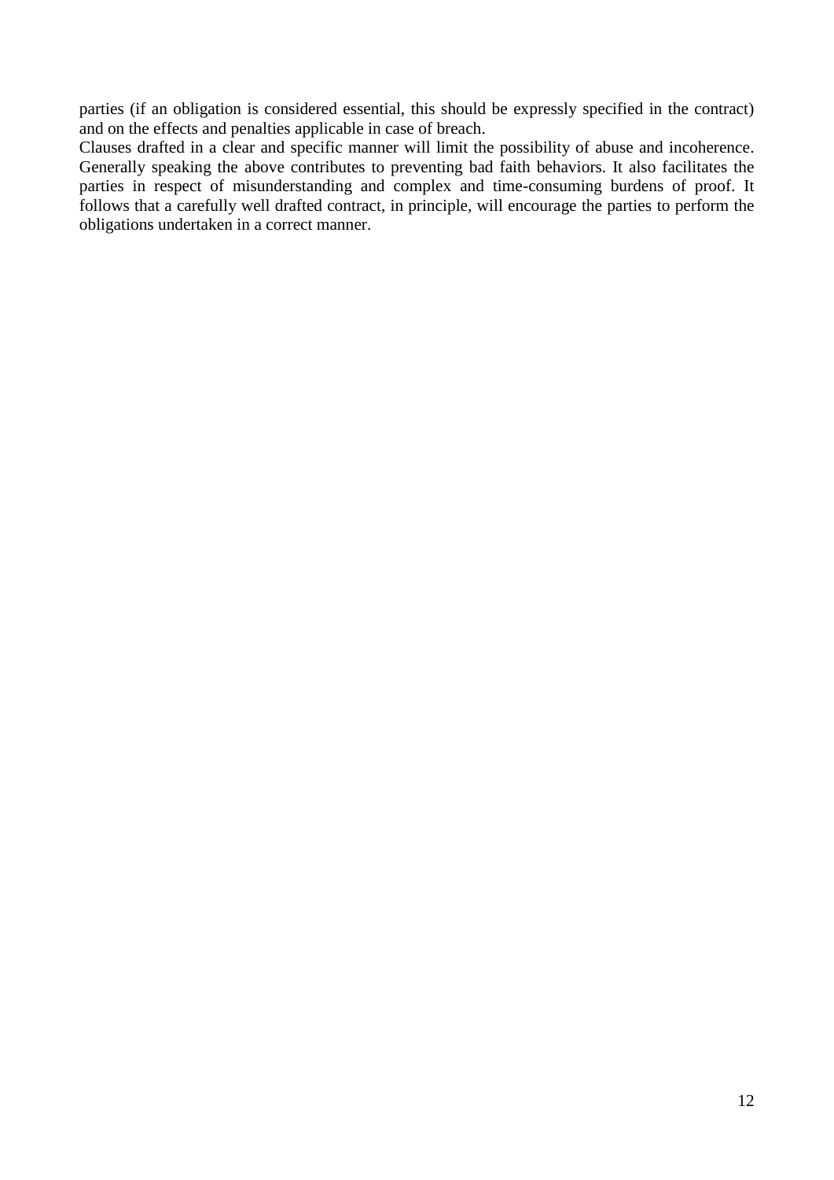parties (if an obligation is considered essential, this should be expressly specified in the contract) and on the effects and penalties applicable in case of breach.

Clauses drafted in a clear and specific manner will limit the possibility of abuse and incoherence. Generally speaking the above contributes to preventing bad faith behaviors. It also facilitates the parties in respect of misunderstanding and complex and time-consuming burdens of proof. It follows that a carefully well drafted contract, in principle, will encourage the parties to perform the obligations undertaken in a correct manner.